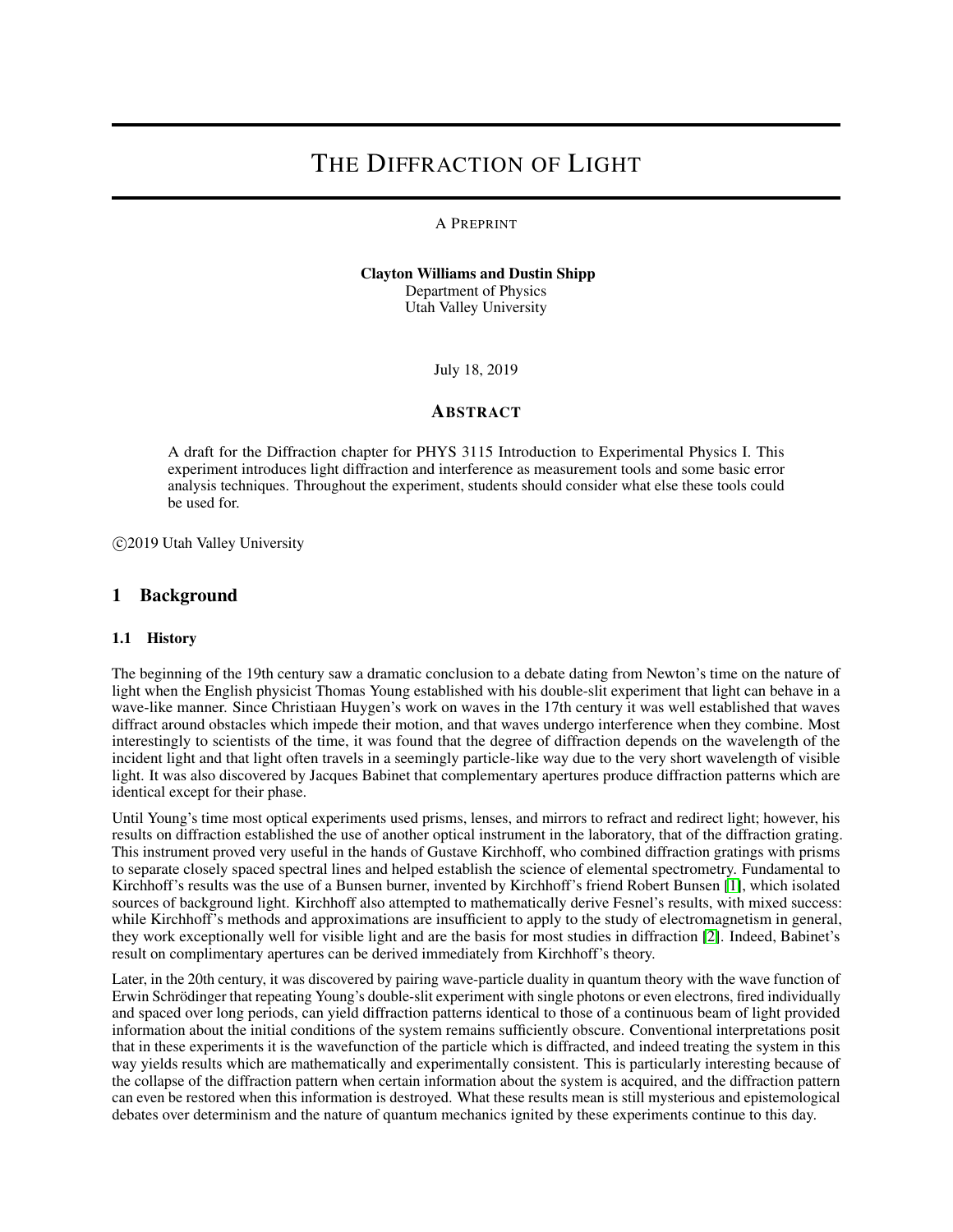# The Diffraction of Light

A Preprint

**Clayton Williams and Dustin Shipp**
Department of Physics
Utah Valley University

July 18, 2019

## Abstract

A draft for the Diffraction chapter for PHYS 3115 Introduction to Experimental Physics I. This experiment introduces light diffraction and interference as measurement tools and some basic error analysis techniques. Throughout the experiment, students should consider what else these tools could be used for.

©2019 Utah Valley University

## 1 Background

### 1.1 History

The beginning of the 19th century saw a dramatic conclusion to a debate dating from Newton's time on the nature of light when the English physicist Thomas Young established with his double-slit experiment that light can behave in a wave-like manner. Since Christiaan Huygen's work on waves in the 17th century it was well established that waves diffract around obstacles which impede their motion, and that waves undergo interference when they combine. Most interestingly to scientists of the time, it was found that the degree of diffraction depends on the wavelength of the incident light and that light often travels in a seemingly particle-like way due to the very short wavelength of visible light. It was also discovered by Jacques Babinet that complementary apertures produce diffraction patterns which are identical except for their phase.

Until Young's time most optical experiments used prisms, lenses, and mirrors to refract and redirect light; however, his results on diffraction established the use of another optical instrument in the laboratory, that of the diffraction grating. This instrument proved very useful in the hands of Gustave Kirchhoff, who combined diffraction gratings with prisms to separate closely spaced spectral lines and helped establish the science of elemental spectrometry. Fundamental to Kirchhoff's results was the use of a Bunsen burner, invented by Kirchhoff's friend Robert Bunsen [1], which isolated sources of background light. Kirchhoff also attempted to mathematically derive Fesnel's results, with mixed success: while Kirchhoff's methods and approximations are insufficient to apply to the study of electromagnetism in general, they work exceptionally well for visible light and are the basis for most studies in diffraction [2]. Indeed, Babinet's result on complimentary apertures can be derived immediately from Kirchhoff's theory.

Later, in the 20th century, it was discovered by pairing wave-particle duality in quantum theory with the wave function of Erwin Schrödinger that repeating Young's double-slit experiment with single photons or even electrons, fired individually and spaced over long periods, can yield diffraction patterns identical to those of a continuous beam of light provided information about the initial conditions of the system remains sufficiently obscure. Conventional interpretations posit that in these experiments it is the wavefunction of the particle which is diffracted, and indeed treating the system in this way yields results which are mathematically and experimentally consistent. This is particularly interesting because of the collapse of the diffraction pattern when certain information about the system is acquired, and the diffraction pattern can even be restored when this information is destroyed. What these results mean is still mysterious and epistemological debates over determinism and the nature of quantum mechanics ignited by these experiments continue to this day.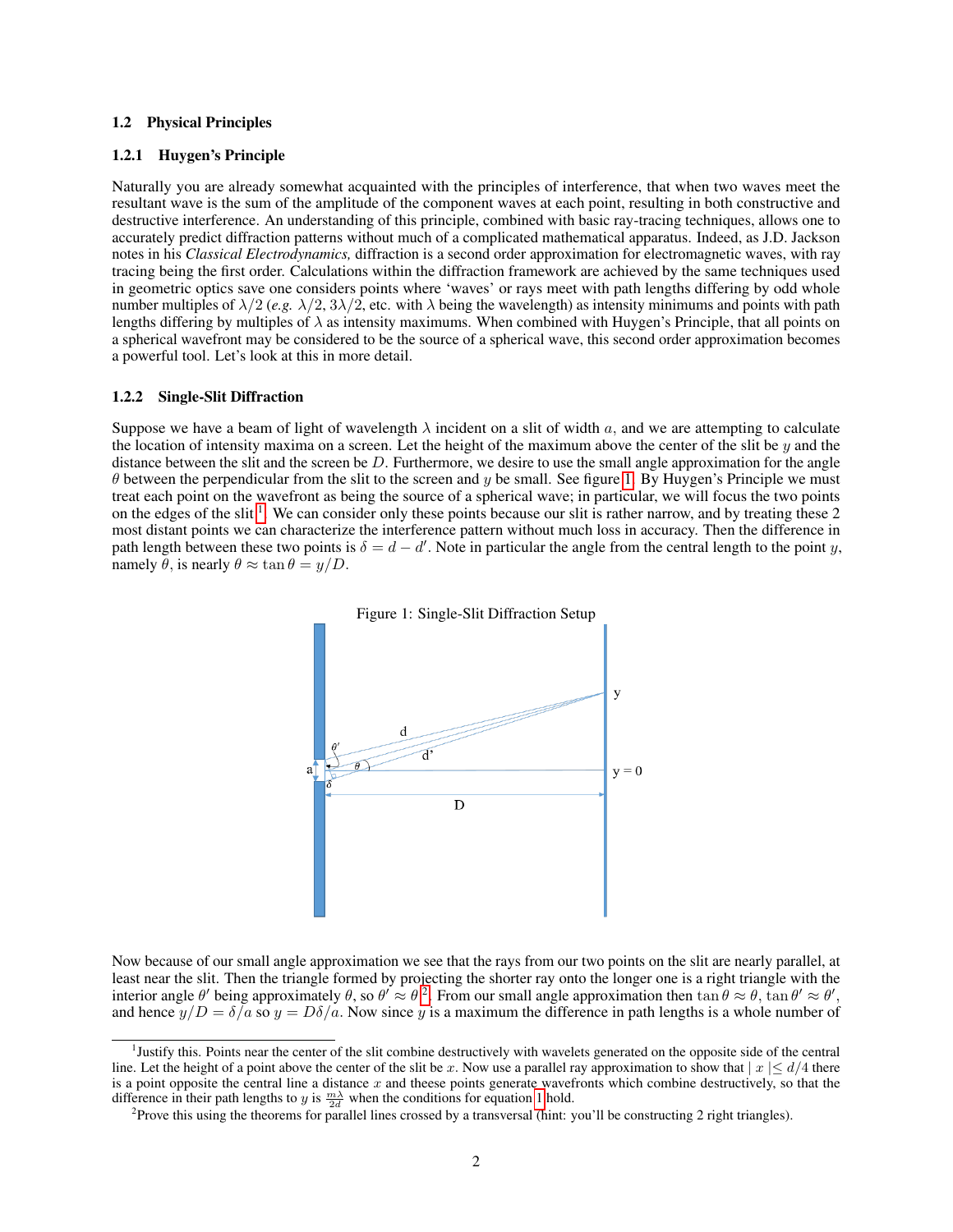### 1.2 Physical Principles

#### 1.2.1 Huygen's Principle

Naturally you are already somewhat acquainted with the principles of interference, that when two waves meet the resultant wave is the sum of the amplitude of the component waves at each point, resulting in both constructive and destructive interference. An understanding of this principle, combined with basic ray-tracing techniques, allows one to accurately predict diffraction patterns without much of a complicated mathematical apparatus. Indeed, as J.D. Jackson notes in his *Classical Electrodynamics,* diffraction is a second order approximation for electromagnetic waves, with ray tracing being the first order. Calculations within the diffraction framework are achieved by the same techniques used in geometric optics save one considers points where 'waves' or rays meet with path lengths differing by odd whole number multiples of $\lambda/2$ (*e.g.* $\lambda/2$, $3\lambda/2$, etc. with $\lambda$ being the wavelength) as intensity minimums and points with path lengths differing by multiples of $\lambda$ as intensity maximums. When combined with Huygen's Principle, that all points on a spherical wavefront may be considered to be the source of a spherical wave, this second order approximation becomes a powerful tool. Let's look at this in more detail.

#### 1.2.2 Single-Slit Diffraction

Suppose we have a beam of light of wavelength $\lambda$ incident on a slit of width $a$, and we are attempting to calculate the location of intensity maxima on a screen. Let the height of the maximum above the center of the slit be $y$ and the distance between the slit and the screen be $D$. Furthermore, we desire to use the small angle approximation for the angle $\theta$ between the perpendicular from the slit to the screen and $y$ be small. See figure 1. By Huygen's Principle we must treat each point on the wavefront as being the source of a spherical wave; in particular, we will focus the two points on the edges of the slit[1]. We can consider only these points because our slit is rather narrow, and by treating these 2 most distant points we can characterize the interference pattern without much loss in accuracy. Then the difference in path length between these two points is $\delta = d - d'$. Note in particular the angle from the central length to the point $y$, namely $\theta$, is nearly $\theta \approx \tan\theta = y/D$.

Figure 1: Single-Slit Diffraction Setup

Now because of our small angle approximation we see that the rays from our two points on the slit are nearly parallel, at least near the slit. Then the triangle formed by projecting the shorter ray onto the longer one is a right triangle with the interior angle $\theta'$ being approximately $\theta$, so $\theta' \approx \theta$[2]. From our small angle approximation then $\tan\theta \approx \theta$, $\tan\theta' \approx \theta'$, and hence $y/D = \delta/a$ so $y = D\delta/a$. Now since $y$ is a maximum the difference in path lengths is a whole number of

[1] Justify this. Points near the center of the slit combine destructively with wavelets generated on the opposite side of the central line. Let the height of a point above the center of the slit be $x$. Now use a parallel ray approximation to show that $|\, x \,| \leq d/4$ there is a point opposite the central line a distance $x$ and theese points generate wavefronts which combine destructively, so that the difference in their path lengths to $y$ is $\frac{m\lambda}{2d}$ when the conditions for equation 1 hold.

[2] Prove this using the theorems for parallel lines crossed by a transversal (hint: you'll be constructing 2 right triangles).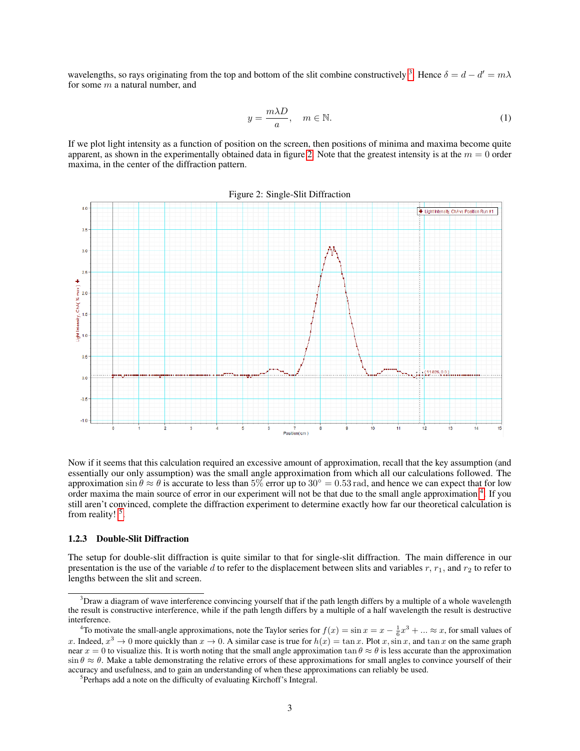wavelengths, so rays originating from the top and bottom of the slit combine constructively[3]. Hence $\delta = d - d' = m\lambda$ for some $m$ a natural number, and

$$y = \frac{m\lambda D}{a}, \quad m \in \mathbb{N}. \tag{1}$$

If we plot light intensity as a function of position on the screen, then positions of minima and maxima become quite apparent, as shown in the experimentally obtained data in figure 2. Note that the greatest intensity is at the $m = 0$ order maxima, in the center of the diffraction pattern.

Figure 2: Single-Slit Diffraction

Now if it seems that this calculation required an excessive amount of approximation, recall that the key assumption (and essentially our only assumption) was the small angle approximation from which all our calculations followed. The approximation $\sin\theta \approx \theta$ is accurate to less than 5% error up to $30° = 0.53\,\text{rad}$, and hence we can expect that for low order maxima the main source of error in our experiment will not be that due to the small angle approximation[4]. If you still aren't convinced, complete the diffraction experiment to determine exactly how far our theoretical calculation is from reality![5].

### 1.2.3 Double-Slit Diffraction

The setup for double-slit diffraction is quite similar to that for single-slit diffraction. The main difference in our presentation is the use of the variable $d$ to refer to the displacement between slits and variables $r$, $r_1$, and $r_2$ to refer to lengths between the slit and screen.

---

[3] Draw a diagram of wave interference convincing yourself that if the path length differs by a multiple of a whole wavelength the result is constructive interference, while if the path length differs by a multiple of a half wavelength the result is destructive interference.

[4] To motivate the small-angle approximations, note the Taylor series for $f(x) = \sin x = x - \frac{1}{6}x^3 + ... \approx x$, for small values of $x$. Indeed, $x^3 \to 0$ more quickly than $x \to 0$. A similar case is true for $h(x) = \tan x$. Plot $x$, $\sin x$, and $\tan x$ on the same graph near $x = 0$ to visualize this. It is worth noting that the small angle approximation $\tan\theta \approx \theta$ is less accurate than the approximation $\sin\theta \approx \theta$. Make a table demonstrating the relative errors of these approximations for small angles to convince yourself of their accuracy and usefulness, and to gain an understanding of when these approximations can reliably be used.

[5] Perhaps add a note on the difficulty of evaluating Kirchoff's Integral.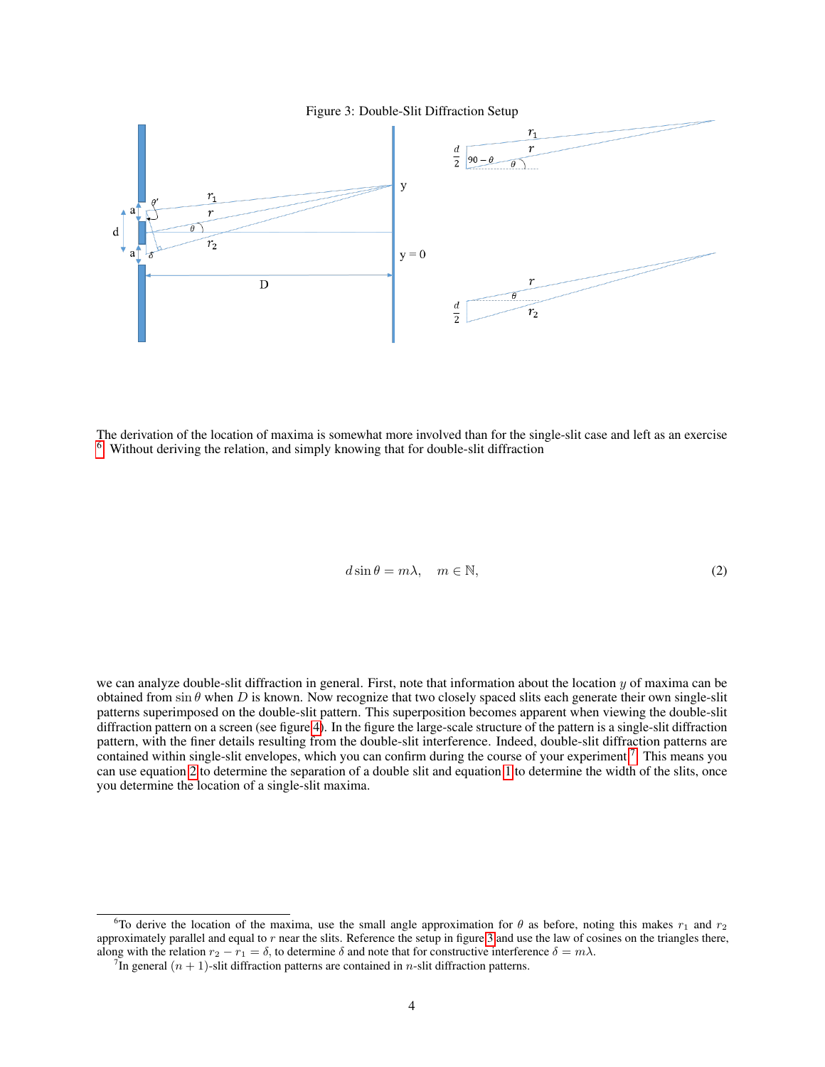Figure 3: Double-Slit Diffraction Setup

The derivation of the location of maxima is somewhat more involved than for the single-slit case and left as an exercise [6]. Without deriving the relation, and simply knowing that for double-slit diffraction

$$d \sin\theta = m\lambda, \quad m \in \mathbb{N}, \tag{2}$$

we can analyze double-slit diffraction in general. First, note that information about the location $y$ of maxima can be obtained from $\sin\theta$ when $D$ is known. Now recognize that two closely spaced slits each generate their own single-slit patterns superimposed on the double-slit pattern. This superposition becomes apparent when viewing the double-slit diffraction pattern on a screen (see figure 4). In the figure the large-scale structure of the pattern is a single-slit diffraction pattern, with the finer details resulting from the double-slit interference. Indeed, double-slit diffraction patterns are contained within single-slit envelopes, which you can confirm during the course of your experiment [7]. This means you can use equation 2 to determine the separation of a double slit and equation 1 to determine the width of the slits, once you determine the location of a single-slit maxima.

---

[6] To derive the location of the maxima, use the small angle approximation for $\theta$ as before, noting this makes $r_1$ and $r_2$ approximately parallel and equal to $r$ near the slits. Reference the setup in figure 3 and use the law of cosines on the triangles there, along with the relation $r_2 - r_1 = \delta$, to determine $\delta$ and note that for constructive interference $\delta = m\lambda$.

[7] In general $(n+1)$-slit diffraction patterns are contained in $n$-slit diffraction patterns.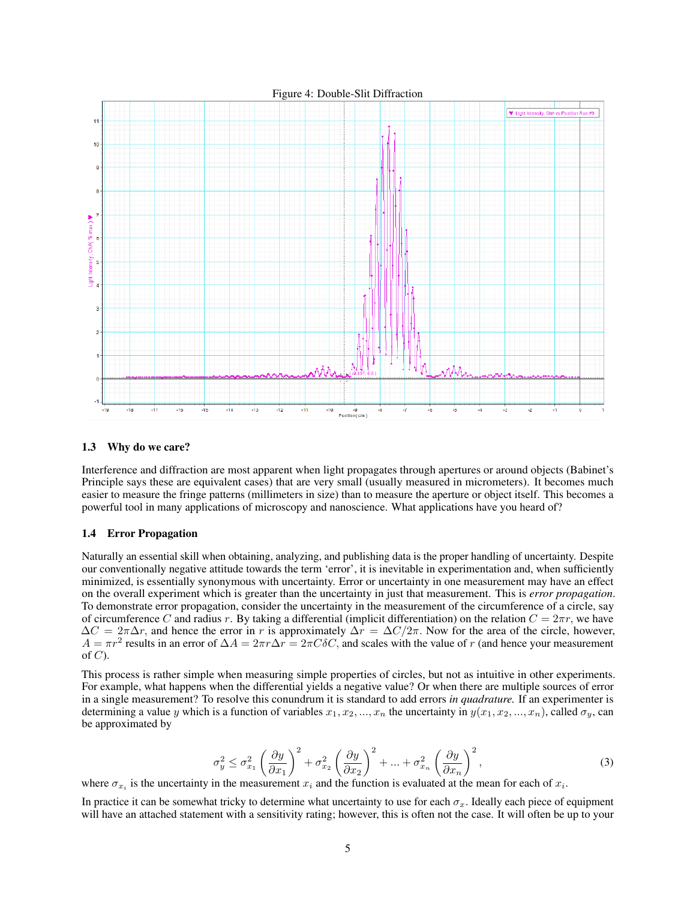Figure 4: Double-Slit Diffraction

### 1.3 Why do we care?

Interference and diffraction are most apparent when light propagates through apertures or around objects (Babinet's Principle says these are equivalent cases) that are very small (usually measured in micrometers). It becomes much easier to measure the fringe patterns (millimeters in size) than to measure the aperture or object itself. This becomes a powerful tool in many applications of microscopy and nanoscience. What applications have you heard of?

### 1.4 Error Propagation

Naturally an essential skill when obtaining, analyzing, and publishing data is the proper handling of uncertainty. Despite our conventionally negative attitude towards the term 'error', it is inevitable in experimentation and, when sufficiently minimized, is essentially synonymous with uncertainty. Error or uncertainty in one measurement may have an effect on the overall experiment which is greater than the uncertainty in just that measurement. This is *error propagation*. To demonstrate error propagation, consider the uncertainty in the measurement of the circumference of a circle, say of circumference $C$ and radius $r$. By taking a differential (implicit differentiation) on the relation $C = 2\pi r$, we have $\Delta C = 2\pi \Delta r$, and hence the error in $r$ is approximately $\Delta r = \Delta C / 2\pi$. Now for the area of the circle, however, $A = \pi r^2$ results in an error of $\Delta A = 2\pi r \Delta r = 2\pi C \delta C$, and scales with the value of $r$ (and hence your measurement of $C$).

This process is rather simple when measuring simple properties of circles, but not as intuitive in other experiments. For example, what happens when the differential yields a negative value? Or when there are multiple sources of error in a single measurement? To resolve this conundrum it is standard to add errors *in quadrature.* If an experimenter is determining a value $y$ which is a function of variables $x_1, x_2, ..., x_n$ the uncertainty in $y(x_1, x_2, ..., x_n)$, called $\sigma_y$, can be approximated by

$$\sigma_y^2 \leq \sigma_{x_1}^2 \left( \frac{\partial y}{\partial x_1} \right)^2 + \sigma_{x_2}^2 \left( \frac{\partial y}{\partial x_2} \right)^2 + ... + \sigma_{x_n}^2 \left( \frac{\partial y}{\partial x_n} \right)^2, \tag{3}$$

where $\sigma_{x_i}$ is the uncertainty in the measurement $x_i$ and the function is evaluated at the mean for each of $x_i$.

In practice it can be somewhat tricky to determine what uncertainty to use for each $\sigma_x$. Ideally each piece of equipment will have an attached statement with a sensitivity rating; however, this is often not the case. It will often be up to your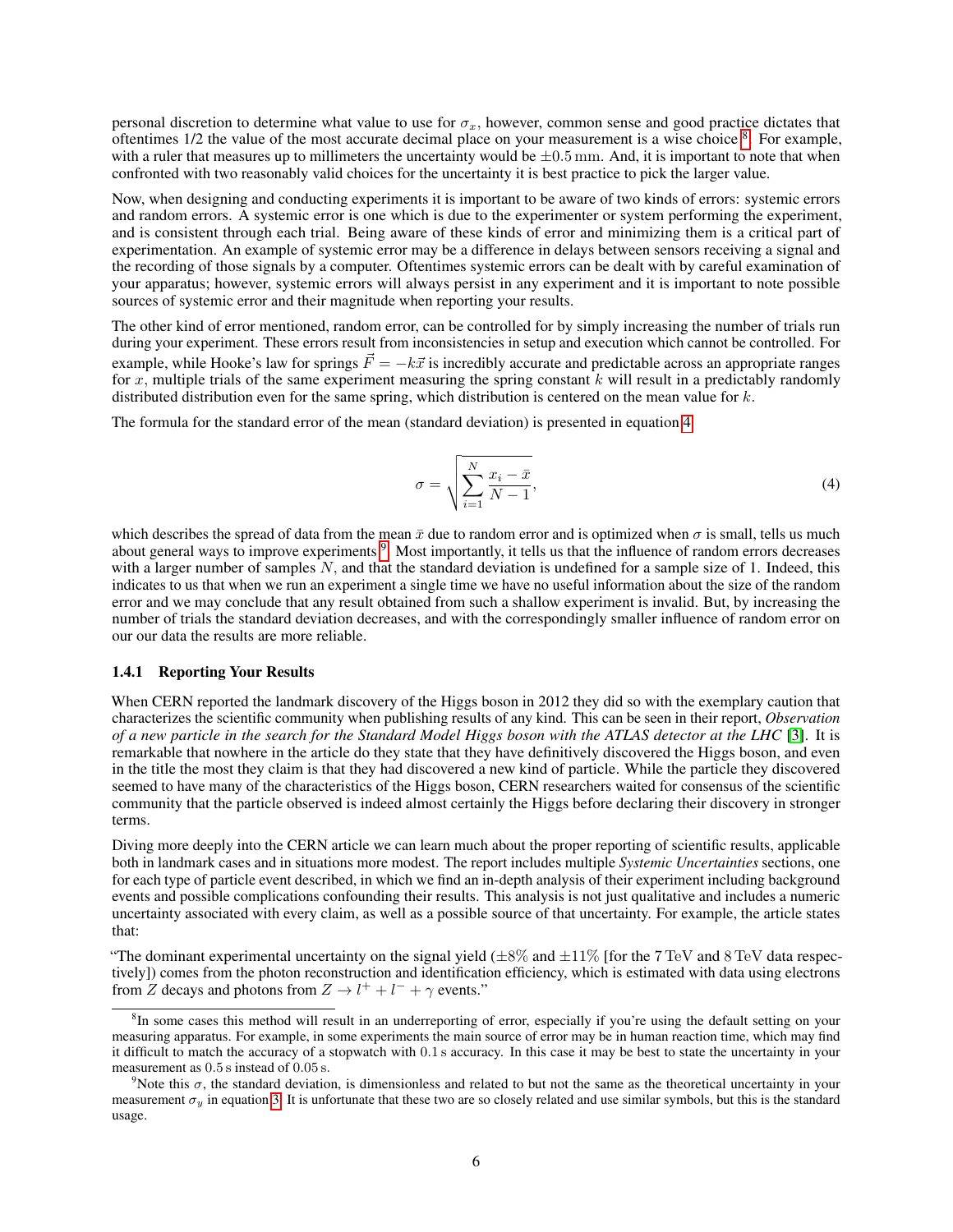personal discretion to determine what value to use for $\sigma_x$, however, common sense and good practice dictates that oftentimes 1/2 the value of the most accurate decimal place on your measurement is a wise choice[8]. For example, with a ruler that measures up to millimeters the uncertainty would be $\pm 0.5\,\mathrm{mm}$. And, it is important to note that when confronted with two reasonably valid choices for the uncertainty it is best practice to pick the larger value.

Now, when designing and conducting experiments it is important to be aware of two kinds of errors: systemic errors and random errors. A systemic error is one which is due to the experimenter or system performing the experiment, and is consistent through each trial. Being aware of these kinds of error and minimizing them is a critical part of experimentation. An example of systemic error may be a difference in delays between sensors receiving a signal and the recording of those signals by a computer. Oftentimes systemic errors can be dealt with by careful examination of your apparatus; however, systemic errors will always persist in any experiment and it is important to note possible sources of systemic error and their magnitude when reporting your results.

The other kind of error mentioned, random error, can be controlled for by simply increasing the number of trials run during your experiment. These errors result from inconsistencies in setup and execution which cannot be controlled. For example, while Hooke's law for springs $\vec{F} = -k\vec{x}$ is incredibly accurate and predictable across an appropriate ranges for $x$, multiple trials of the same experiment measuring the spring constant $k$ will result in a predictably randomly distributed distribution even for the same spring, which distribution is centered on the mean value for $k$.

The formula for the standard error of the mean (standard deviation) is presented in equation 4

$$\sigma = \sqrt{\sum_{i=1}^{N} \frac{x_i - \bar{x}}{N-1}}, \tag{4}$$

which describes the spread of data from the mean $\bar{x}$ due to random error and is optimized when $\sigma$ is small, tells us much about general ways to improve experiments[9]. Most importantly, it tells us that the influence of random errors decreases with a larger number of samples $N$, and that the standard deviation is undefined for a sample size of 1. Indeed, this indicates to us that when we run an experiment a single time we have no useful information about the size of the random error and we may conclude that any result obtained from such a shallow experiment is invalid. But, by increasing the number of trials the standard deviation decreases, and with the correspondingly smaller influence of random error on our our data the results are more reliable.

### 1.4.1 Reporting Your Results

When CERN reported the landmark discovery of the Higgs boson in 2012 they did so with the exemplary caution that characterizes the scientific community when publishing results of any kind. This can be seen in their report, *Observation of a new particle in the search for the Standard Model Higgs boson with the ATLAS detector at the LHC* [3]. It is remarkable that nowhere in the article do they state that they have definitively discovered the Higgs boson, and even in the title the most they claim is that they had discovered a new kind of particle. While the particle they discovered seemed to have many of the characteristics of the Higgs boson, CERN researchers waited for consensus of the scientific community that the particle observed is indeed almost certainly the Higgs before declaring their discovery in stronger terms.

Diving more deeply into the CERN article we can learn much about the proper reporting of scientific results, applicable both in landmark cases and in situations more modest. The report includes multiple *Systemic Uncertainties* sections, one for each type of particle event described, in which we find an in-depth analysis of their experiment including background events and possible complications confounding their results. This analysis is not just qualitative and includes a numeric uncertainty associated with every claim, as well as a possible source of that uncertainty. For example, the article states that:

"The dominant experimental uncertainty on the signal yield ($\pm 8\%$ and $\pm 11\%$ [for the $7\,\mathrm{TeV}$ and $8\,\mathrm{TeV}$ data respectively]) comes from the photon reconstruction and identification efficiency, which is estimated with data using electrons from $Z$ decays and photons from $Z \to l^+ + l^- + \gamma$ events."

[8] In some cases this method will result in an underreporting of error, especially if you're using the default setting on your measuring apparatus. For example, in some experiments the main source of error may be in human reaction time, which may find it difficult to match the accuracy of a stopwatch with $0.1\,\mathrm{s}$ accuracy. In this case it may be best to state the uncertainty in your measurement as $0.5\,\mathrm{s}$ instead of $0.05\,\mathrm{s}$.

[9] Note this $\sigma$, the standard deviation, is dimensionless and related to but not the same as the theoretical uncertainty in your measurement $\sigma_y$ in equation 3. It is unfortunate that these two are so closely related and use similar symbols, but this is the standard usage.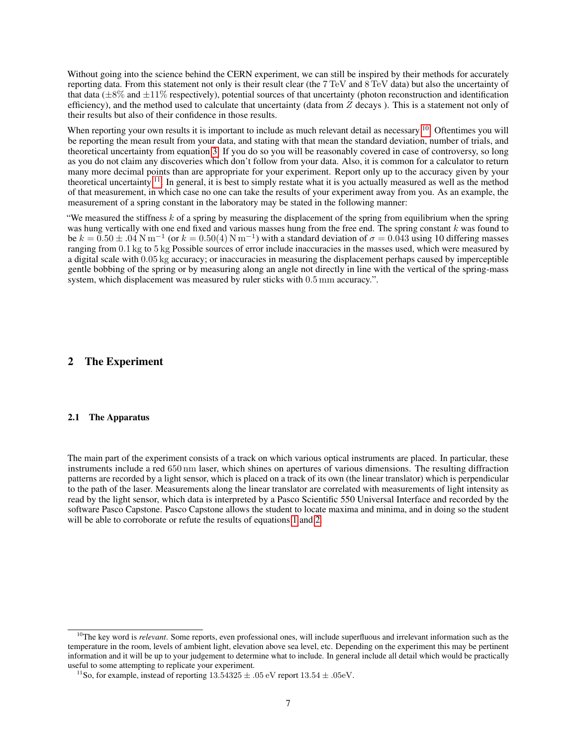Without going into the science behind the CERN experiment, we can still be inspired by their methods for accurately reporting data. From this statement not only is their result clear (the 7 TeV and 8 TeV data) but also the uncertainty of that data ($\pm 8\%$ and $\pm 11\%$ respectively), potential sources of that uncertainty (photon reconstruction and identification efficiency), and the method used to calculate that uncertainty (data from $Z$ decays ). This is a statement not only of their results but also of their confidence in those results.

When reporting your own results it is important to include as much relevant detail as necessary [10]. Oftentimes you will be reporting the mean result from your data, and stating with that mean the standard deviation, number of trials, and theoretical uncertainty from equation 3. If you do so you will be reasonably covered in case of controversy, so long as you do not claim any discoveries which don't follow from your data. Also, it is common for a calculator to return many more decimal points than are appropriate for your experiment. Report only up to the accuracy given by your theoretical uncertainty [11]. In general, it is best to simply restate what it is you actually measured as well as the method of that measurement, in which case no one can take the results of your experiment away from you. As an example, the measurement of a spring constant in the laboratory may be stated in the following manner:

"We measured the stiffness $k$ of a spring by measuring the displacement of the spring from equilibrium when the spring was hung vertically with one end fixed and various masses hung from the free end. The spring constant $k$ was found to be $k = 0.50 \pm .04\,\mathrm{N\,m^{-1}}$ (or $k = 0.50(4)\,\mathrm{N\,m^{-1}}$) with a standard deviation of $\sigma = 0.043$ using 10 differing masses ranging from $0.1\,\mathrm{kg}$ to $5\,\mathrm{kg}$ Possible sources of error include inaccuracies in the masses used, which were measured by a digital scale with $0.05\,\mathrm{kg}$ accuracy; or inaccuracies in measuring the displacement perhaps caused by imperceptible gentle bobbing of the spring or by measuring along an angle not directly in line with the vertical of the spring-mass system, which displacement was measured by ruler sticks with $0.5\,\mathrm{mm}$ accuracy.".

## 2 The Experiment

### 2.1 The Apparatus

The main part of the experiment consists of a track on which various optical instruments are placed. In particular, these instruments include a red $650\,\mathrm{nm}$ laser, which shines on apertures of various dimensions. The resulting diffraction patterns are recorded by a light sensor, which is placed on a track of its own (the linear translator) which is perpendicular to the path of the laser. Measurements along the linear translator are correlated with measurements of light intensity as read by the light sensor, which data is interpreted by a Pasco Scientific 550 Universal Interface and recorded by the software Pasco Capstone. Pasco Capstone allows the student to locate maxima and minima, and in doing so the student will be able to corroborate or refute the results of equations 1 and 2.

---

[10] The key word is *relevant*. Some reports, even professional ones, will include superfluous and irrelevant information such as the temperature in the room, levels of ambient light, elevation above sea level, etc. Depending on the experiment this may be pertinent information and it will be up to your judgement to determine what to include. In general include all detail which would be practically useful to some attempting to replicate your experiment.

[11] So, for example, instead of reporting $13.54325 \pm .05\,\mathrm{eV}$ report $13.54 \pm .05\mathrm{eV}$.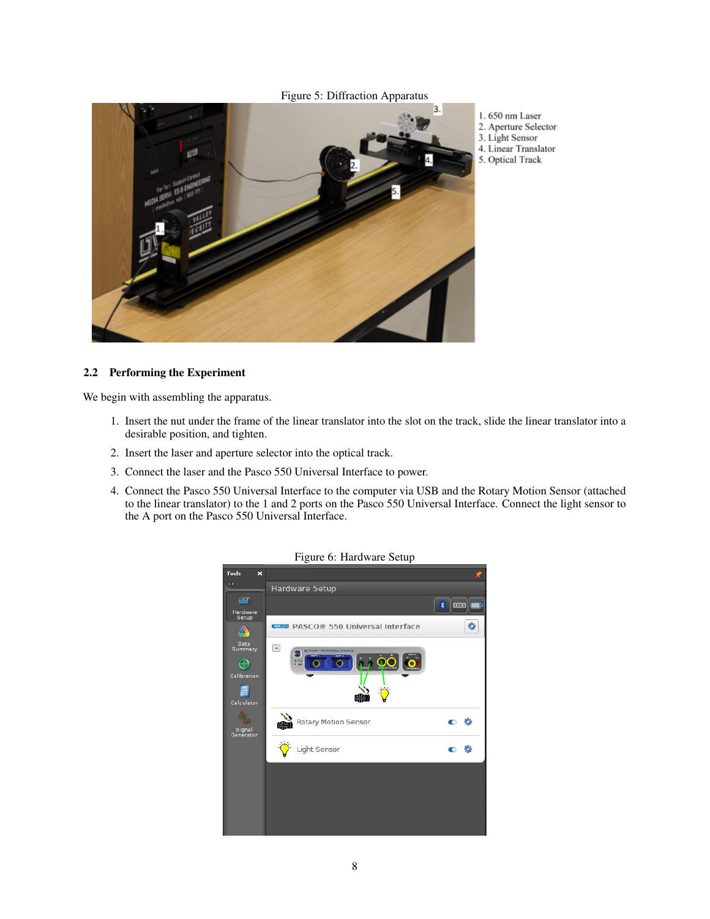Figure 5: Diffraction Apparatus

1. 650 nm Laser
2. Aperture Selector
3. Light Sensor
4. Linear Translator
5. Optical Track

### 2.2 Performing the Experiment

We begin with assembling the apparatus.

1. Insert the nut under the frame of the linear translator into the slot on the track, slide the linear translator into a desirable position, and tighten.
2. Insert the laser and aperture selector into the optical track.
3. Connect the laser and the Pasco 550 Universal Interface to power.
4. Connect the Pasco 550 Universal Interface to the computer via USB and the Rotary Motion Sensor (attached to the linear translator) to the 1 and 2 ports on the Pasco 550 Universal Interface. Connect the light sensor to the A port on the Pasco 550 Universal Interface.

Figure 6: Hardware Setup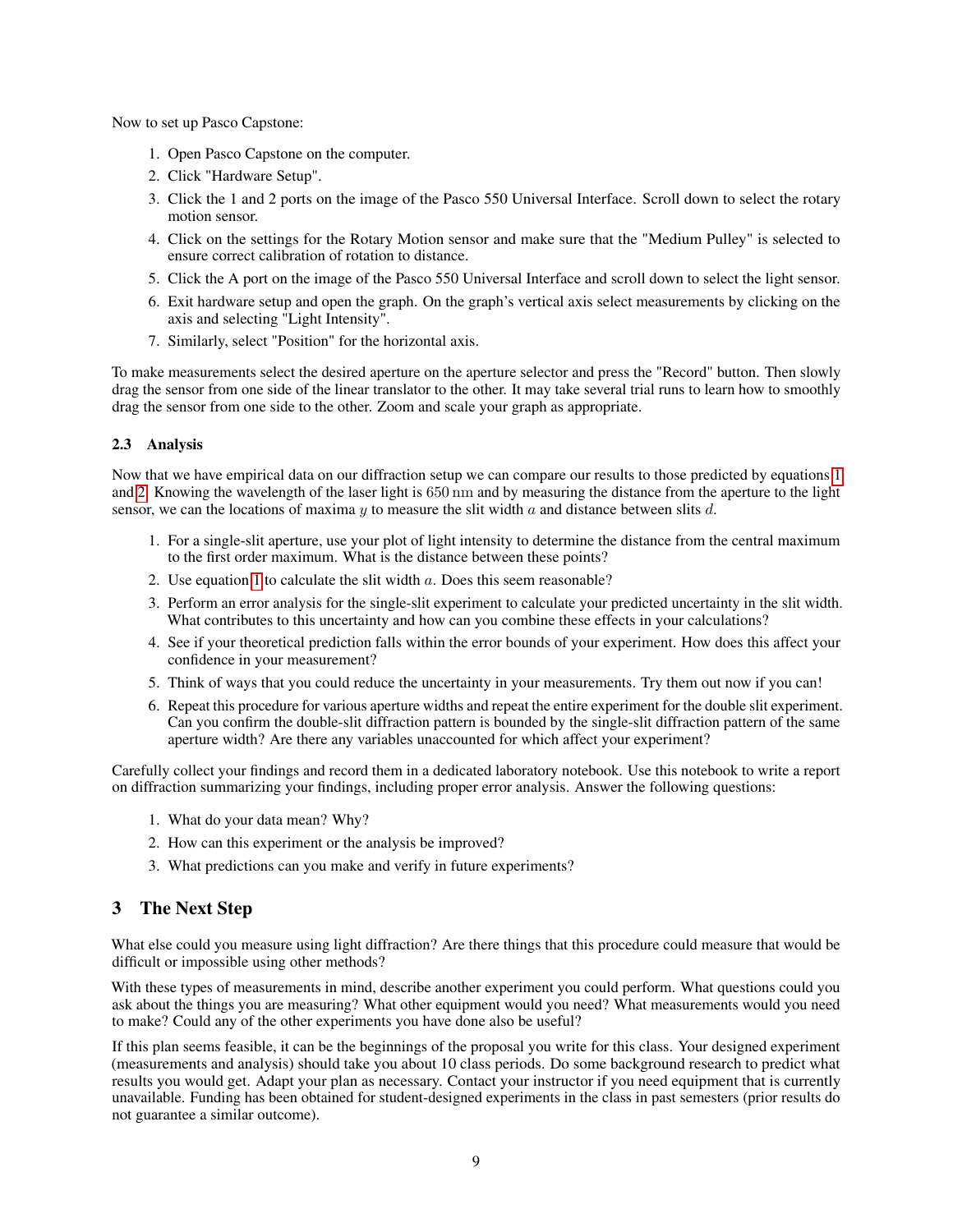Now to set up Pasco Capstone:

1. Open Pasco Capstone on the computer.
2. Click "Hardware Setup".
3. Click the 1 and 2 ports on the image of the Pasco 550 Universal Interface. Scroll down to select the rotary motion sensor.
4. Click on the settings for the Rotary Motion sensor and make sure that the "Medium Pulley" is selected to ensure correct calibration of rotation to distance.
5. Click the A port on the image of the Pasco 550 Universal Interface and scroll down to select the light sensor.
6. Exit hardware setup and open the graph. On the graph's vertical axis select measurements by clicking on the axis and selecting "Light Intensity".
7. Similarly, select "Position" for the horizontal axis.

To make measurements select the desired aperture on the aperture selector and press the "Record" button. Then slowly drag the sensor from one side of the linear translator to the other. It may take several trial runs to learn how to smoothly drag the sensor from one side to the other. Zoom and scale your graph as appropriate.

### 2.3 Analysis

Now that we have empirical data on our diffraction setup we can compare our results to those predicted by equations 1 and 2. Knowing the wavelength of the laser light is $650\,\text{nm}$ and by measuring the distance from the aperture to the light sensor, we can the locations of maxima $y$ to measure the slit width $a$ and distance between slits $d$.

1. For a single-slit aperture, use your plot of light intensity to determine the distance from the central maximum to the first order maximum. What is the distance between these points?
2. Use equation 1 to calculate the slit width $a$. Does this seem reasonable?
3. Perform an error analysis for the single-slit experiment to calculate your predicted uncertainty in the slit width. What contributes to this uncertainty and how can you combine these effects in your calculations?
4. See if your theoretical prediction falls within the error bounds of your experiment. How does this affect your confidence in your measurement?
5. Think of ways that you could reduce the uncertainty in your measurements. Try them out now if you can!
6. Repeat this procedure for various aperture widths and repeat the entire experiment for the double slit experiment. Can you confirm the double-slit diffraction pattern is bounded by the single-slit diffraction pattern of the same aperture width? Are there any variables unaccounted for which affect your experiment?

Carefully collect your findings and record them in a dedicated laboratory notebook. Use this notebook to write a report on diffraction summarizing your findings, including proper error analysis. Answer the following questions:

1. What do your data mean? Why?
2. How can this experiment or the analysis be improved?
3. What predictions can you make and verify in future experiments?

## 3 The Next Step

What else could you measure using light diffraction? Are there things that this procedure could measure that would be difficult or impossible using other methods?

With these types of measurements in mind, describe another experiment you could perform. What questions could you ask about the things you are measuring? What other equipment would you need? What measurements would you need to make? Could any of the other experiments you have done also be useful?

If this plan seems feasible, it can be the beginnings of the proposal you write for this class. Your designed experiment (measurements and analysis) should take you about 10 class periods. Do some background research to predict what results you would get. Adapt your plan as necessary. Contact your instructor if you need equipment that is currently unavailable. Funding has been obtained for student-designed experiments in the class in past semesters (prior results do not guarantee a similar outcome).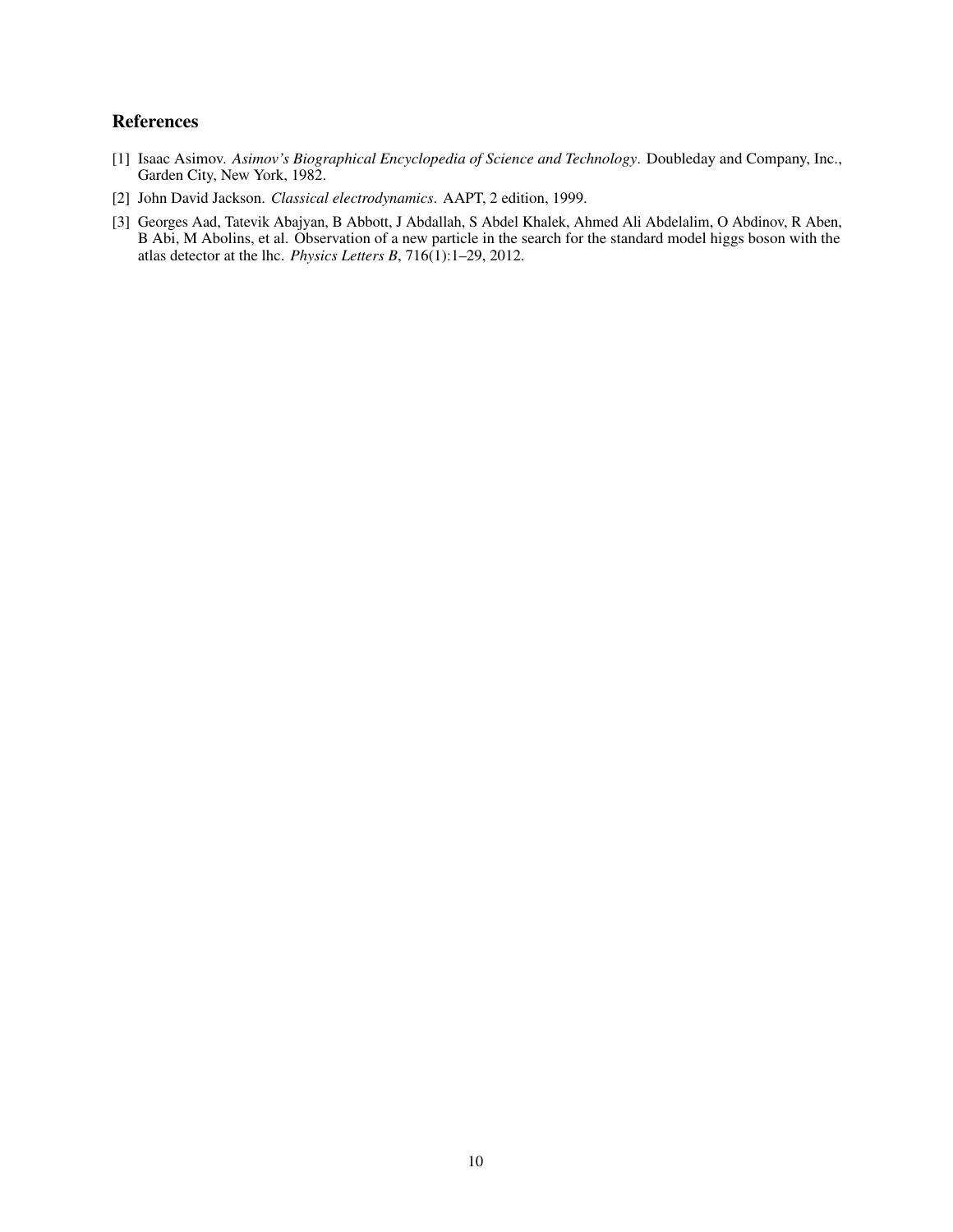## References

[1] Isaac Asimov. *Asimov's Biographical Encyclopedia of Science and Technology*. Doubleday and Company, Inc., Garden City, New York, 1982.

[2] John David Jackson. *Classical electrodynamics*. AAPT, 2 edition, 1999.

[3] Georges Aad, Tatevik Abajyan, B Abbott, J Abdallah, S Abdel Khalek, Ahmed Ali Abdelalim, O Abdinov, R Aben, B Abi, M Abolins, et al. Observation of a new particle in the search for the standard model higgs boson with the atlas detector at the lhc. *Physics Letters B*, 716(1):1–29, 2012.